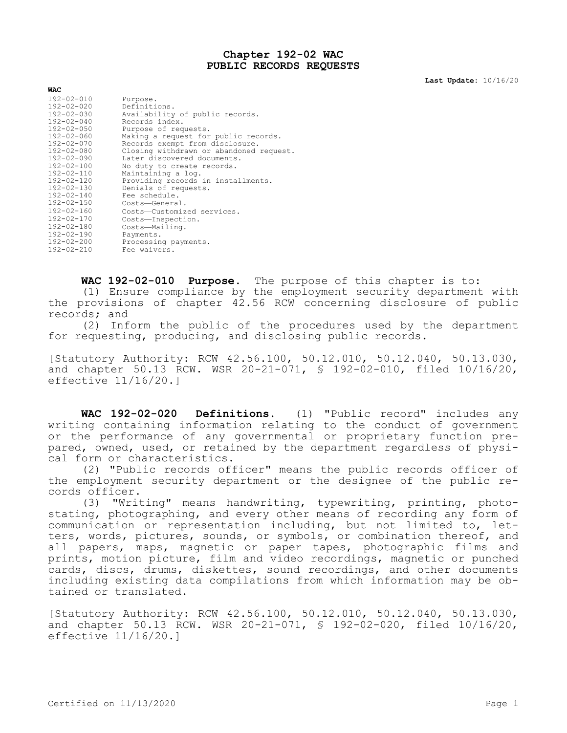# Chapter 192-02 WAC
# PUBLIC RECORDS REQUESTS

**Last Update:** 10/16/20

**WAC**

| | |
|---|---|
| 192-02-010 | Purpose. |
| 192-02-020 | Definitions. |
| 192-02-030 | Availability of public records. |
| 192-02-040 | Records index. |
| 192-02-050 | Purpose of requests. |
| 192-02-060 | Making a request for public records. |
| 192-02-070 | Records exempt from disclosure. |
| 192-02-080 | Closing withdrawn or abandoned request. |
| 192-02-090 | Later discovered documents. |
| 192-02-100 | No duty to create records. |
| 192-02-110 | Maintaining a log. |
| 192-02-120 | Providing records in installments. |
| 192-02-130 | Denials of requests. |
| 192-02-140 | Fee schedule. |
| 192-02-150 | Costs—General. |
| 192-02-160 | Costs—Customized services. |
| 192-02-170 | Costs—Inspection. |
| 192-02-180 | Costs—Mailing. |
| 192-02-190 | Payments. |
| 192-02-200 | Processing payments. |
| 192-02-210 | Fee waivers. |

**WAC 192-02-010 Purpose.** The purpose of this chapter is to:

(1) Ensure compliance by the employment security department with the provisions of chapter 42.56 RCW concerning disclosure of public records; and

(2) Inform the public of the procedures used by the department for requesting, producing, and disclosing public records.

[Statutory Authority: RCW 42.56.100, 50.12.010, 50.12.040, 50.13.030, and chapter 50.13 RCW. WSR 20-21-071, § 192-02-010, filed 10/16/20, effective 11/16/20.]

**WAC 192-02-020 Definitions.** (1) "Public record" includes any writing containing information relating to the conduct of government or the performance of any governmental or proprietary function prepared, owned, used, or retained by the department regardless of physical form or characteristics.

(2) "Public records officer" means the public records officer of the employment security department or the designee of the public records officer.

(3) "Writing" means handwriting, typewriting, printing, photostating, photographing, and every other means of recording any form of communication or representation including, but not limited to, letters, words, pictures, sounds, or symbols, or combination thereof, and all papers, maps, magnetic or paper tapes, photographic films and prints, motion picture, film and video recordings, magnetic or punched cards, discs, drums, diskettes, sound recordings, and other documents including existing data compilations from which information may be obtained or translated.

[Statutory Authority: RCW 42.56.100, 50.12.010, 50.12.040, 50.13.030, and chapter 50.13 RCW. WSR 20-21-071, § 192-02-020, filed 10/16/20, effective 11/16/20.]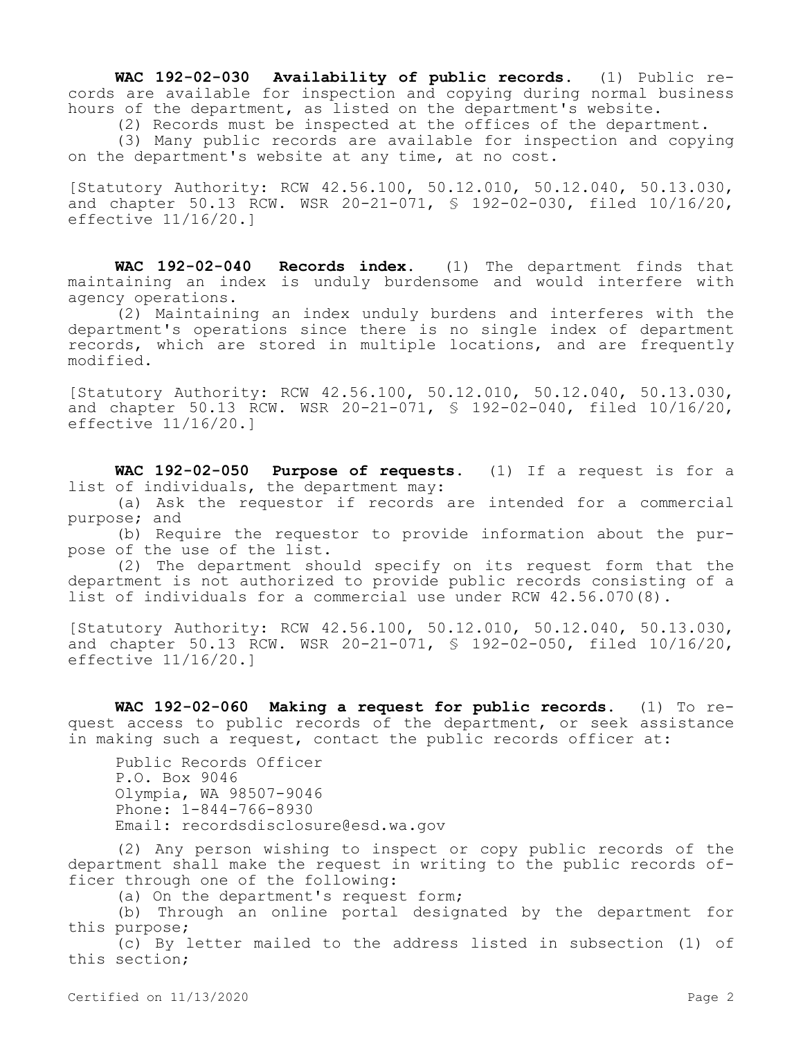**WAC 192-02-030 Availability of public records.** (1) Public records are available for inspection and copying during normal business hours of the department, as listed on the department's website.

(2) Records must be inspected at the offices of the department.

(3) Many public records are available for inspection and copying on the department's website at any time, at no cost.

[Statutory Authority: RCW 42.56.100, 50.12.010, 50.12.040, 50.13.030, and chapter 50.13 RCW. WSR 20-21-071, § 192-02-030, filed 10/16/20, effective 11/16/20.]

**WAC 192-02-040 Records index.** (1) The department finds that maintaining an index is unduly burdensome and would interfere with agency operations.

(2) Maintaining an index unduly burdens and interferes with the department's operations since there is no single index of department records, which are stored in multiple locations, and are frequently modified.

[Statutory Authority: RCW 42.56.100, 50.12.010, 50.12.040, 50.13.030, and chapter 50.13 RCW. WSR 20-21-071, § 192-02-040, filed 10/16/20, effective 11/16/20.]

**WAC 192-02-050 Purpose of requests.** (1) If a request is for a list of individuals, the department may:

(a) Ask the requestor if records are intended for a commercial purpose; and

(b) Require the requestor to provide information about the purpose of the use of the list.

(2) The department should specify on its request form that the department is not authorized to provide public records consisting of a list of individuals for a commercial use under RCW 42.56.070(8).

[Statutory Authority: RCW 42.56.100, 50.12.010, 50.12.040, 50.13.030, and chapter 50.13 RCW. WSR 20-21-071, § 192-02-050, filed 10/16/20, effective 11/16/20.]

**WAC 192-02-060 Making a request for public records.** (1) To request access to public records of the department, or seek assistance in making such a request, contact the public records officer at:

Public Records Officer
P.O. Box 9046
Olympia, WA 98507-9046
Phone: 1-844-766-8930
Email: recordsdisclosure@esd.wa.gov

(2) Any person wishing to inspect or copy public records of the department shall make the request in writing to the public records officer through one of the following:

(a) On the department's request form;

(b) Through an online portal designated by the department for this purpose;

(c) By letter mailed to the address listed in subsection (1) of this section;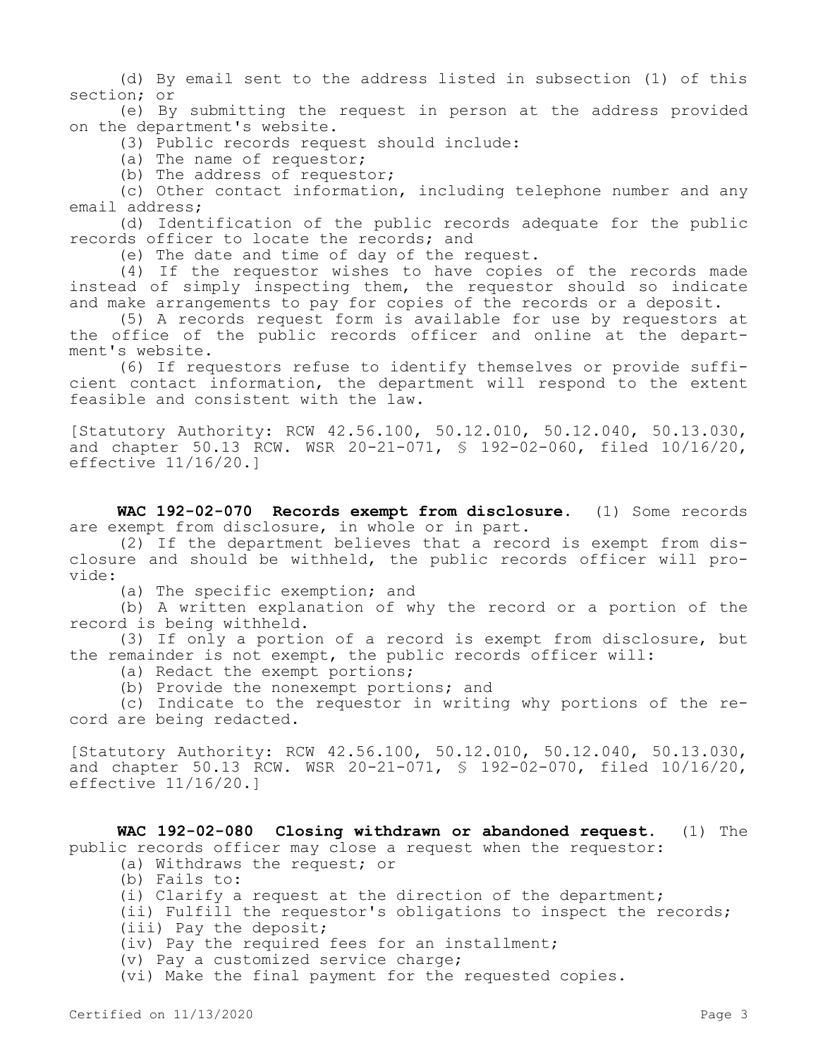(d) By email sent to the address listed in subsection (1) of this section; or

(e) By submitting the request in person at the address provided on the department's website.

(3) Public records request should include:

(a) The name of requestor;

(b) The address of requestor;

(c) Other contact information, including telephone number and any email address;

(d) Identification of the public records adequate for the public records officer to locate the records; and

(e) The date and time of day of the request.

(4) If the requestor wishes to have copies of the records made instead of simply inspecting them, the requestor should so indicate and make arrangements to pay for copies of the records or a deposit.

(5) A records request form is available for use by requestors at the office of the public records officer and online at the department's website.

(6) If requestors refuse to identify themselves or provide sufficient contact information, the department will respond to the extent feasible and consistent with the law.

[Statutory Authority: RCW 42.56.100, 50.12.010, 50.12.040, 50.13.030, and chapter 50.13 RCW. WSR 20-21-071, § 192-02-060, filed 10/16/20, effective 11/16/20.]

**WAC 192-02-070 Records exempt from disclosure.** (1) Some records are exempt from disclosure, in whole or in part.

(2) If the department believes that a record is exempt from disclosure and should be withheld, the public records officer will provide:

(a) The specific exemption; and

(b) A written explanation of why the record or a portion of the record is being withheld.

(3) If only a portion of a record is exempt from disclosure, but the remainder is not exempt, the public records officer will:

(a) Redact the exempt portions;

(b) Provide the nonexempt portions; and

(c) Indicate to the requestor in writing why portions of the record are being redacted.

[Statutory Authority: RCW 42.56.100, 50.12.010, 50.12.040, 50.13.030, and chapter 50.13 RCW. WSR 20-21-071, § 192-02-070, filed 10/16/20, effective 11/16/20.]

**WAC 192-02-080 Closing withdrawn or abandoned request.** (1) The public records officer may close a request when the requestor:

(a) Withdraws the request; or

(b) Fails to:

(i) Clarify a request at the direction of the department;

(ii) Fulfill the requestor's obligations to inspect the records;

(iii) Pay the deposit;

(iv) Pay the required fees for an installment;

(v) Pay a customized service charge;

(vi) Make the final payment for the requested copies.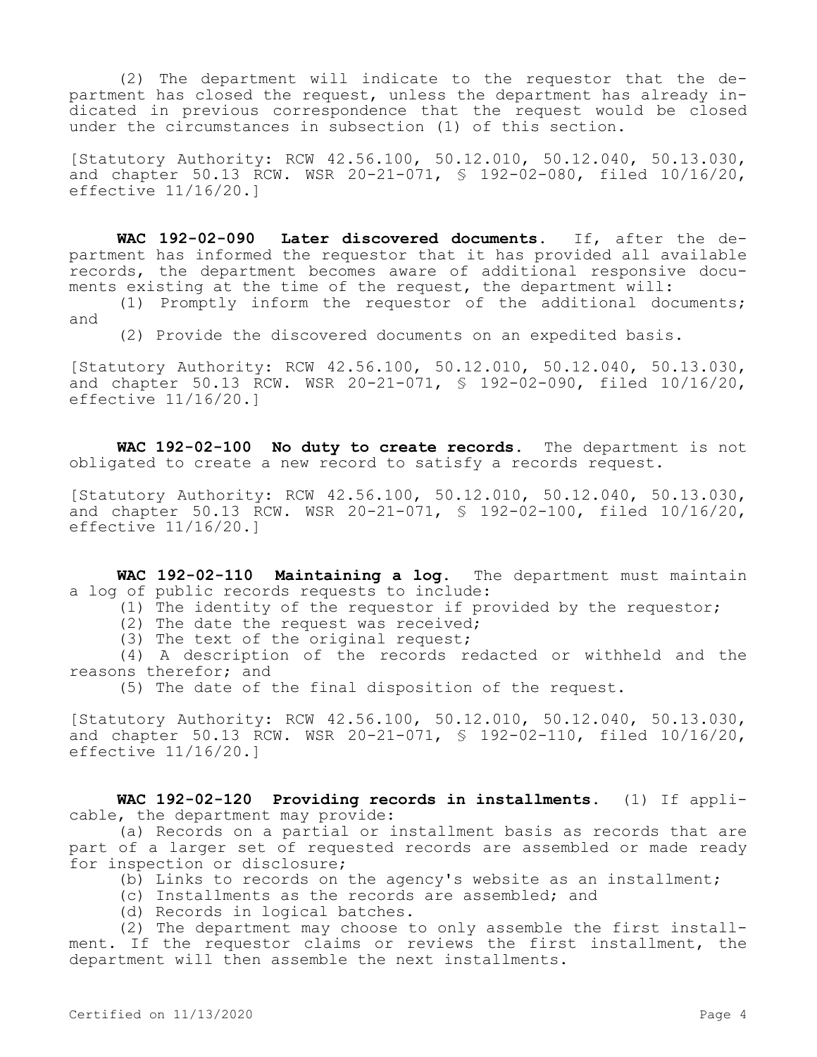(2) The department will indicate to the requestor that the department has closed the request, unless the department has already indicated in previous correspondence that the request would be closed under the circumstances in subsection (1) of this section.

[Statutory Authority: RCW 42.56.100, 50.12.010, 50.12.040, 50.13.030, and chapter 50.13 RCW. WSR 20-21-071, § 192-02-080, filed 10/16/20, effective 11/16/20.]

**WAC 192-02-090 Later discovered documents.** If, after the department has informed the requestor that it has provided all available records, the department becomes aware of additional responsive documents existing at the time of the request, the department will:

(1) Promptly inform the requestor of the additional documents; and

(2) Provide the discovered documents on an expedited basis.

[Statutory Authority: RCW 42.56.100, 50.12.010, 50.12.040, 50.13.030, and chapter 50.13 RCW. WSR 20-21-071, § 192-02-090, filed 10/16/20, effective 11/16/20.]

**WAC 192-02-100 No duty to create records.** The department is not obligated to create a new record to satisfy a records request.

[Statutory Authority: RCW 42.56.100, 50.12.010, 50.12.040, 50.13.030, and chapter 50.13 RCW. WSR 20-21-071, § 192-02-100, filed 10/16/20, effective 11/16/20.]

**WAC 192-02-110 Maintaining a log.** The department must maintain a log of public records requests to include:

(1) The identity of the requestor if provided by the requestor;

(2) The date the request was received;

(3) The text of the original request;

(4) A description of the records redacted or withheld and the reasons therefor; and

(5) The date of the final disposition of the request.

[Statutory Authority: RCW 42.56.100, 50.12.010, 50.12.040, 50.13.030, and chapter 50.13 RCW. WSR 20-21-071, § 192-02-110, filed 10/16/20, effective 11/16/20.]

**WAC 192-02-120 Providing records in installments.** (1) If applicable, the department may provide:

(a) Records on a partial or installment basis as records that are part of a larger set of requested records are assembled or made ready for inspection or disclosure;

(b) Links to records on the agency's website as an installment;

(c) Installments as the records are assembled; and

(d) Records in logical batches.

(2) The department may choose to only assemble the first installment. If the requestor claims or reviews the first installment, the department will then assemble the next installments.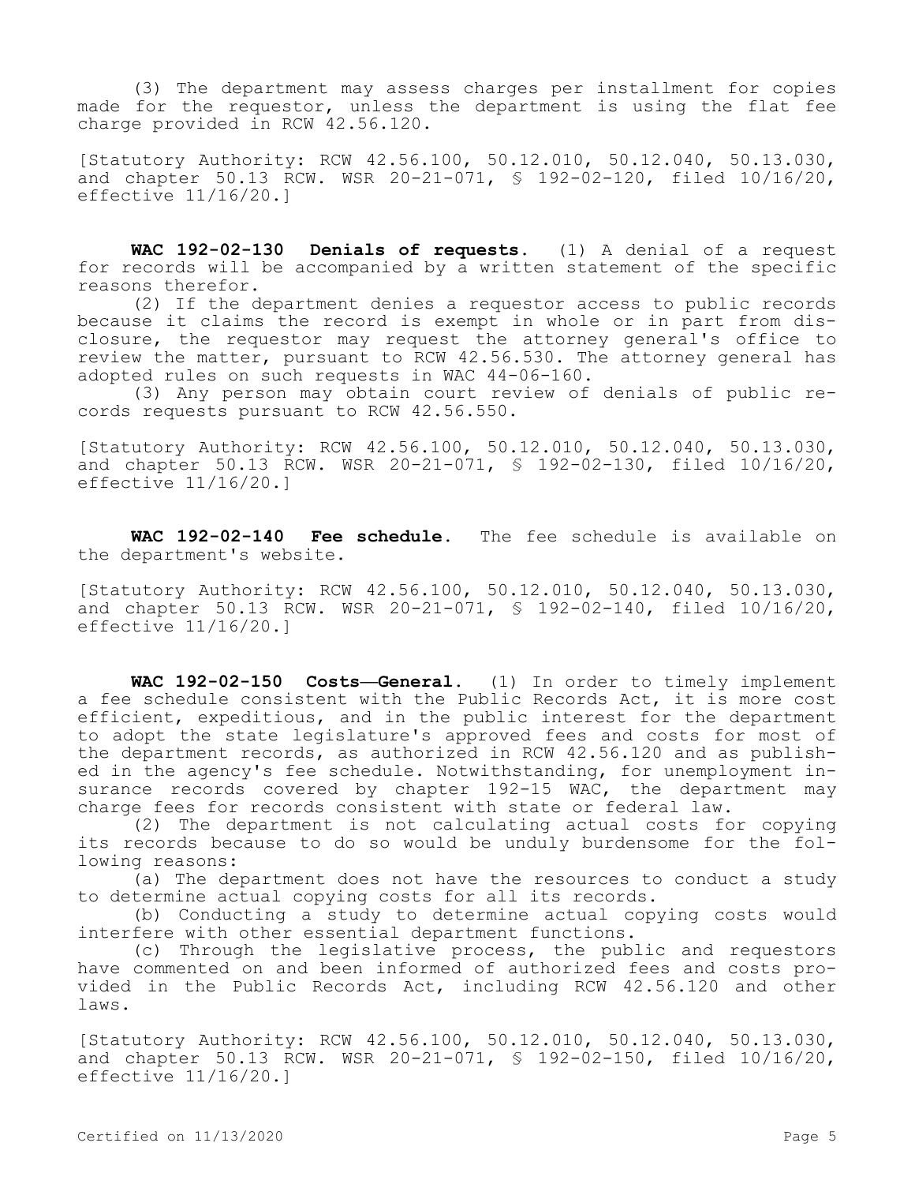(3) The department may assess charges per installment for copies made for the requestor, unless the department is using the flat fee charge provided in RCW 42.56.120.

[Statutory Authority: RCW 42.56.100, 50.12.010, 50.12.040, 50.13.030, and chapter 50.13 RCW. WSR 20-21-071, § 192-02-120, filed 10/16/20, effective 11/16/20.]

**WAC 192-02-130 Denials of requests.** (1) A denial of a request for records will be accompanied by a written statement of the specific reasons therefor.

(2) If the department denies a requestor access to public records because it claims the record is exempt in whole or in part from disclosure, the requestor may request the attorney general's office to review the matter, pursuant to RCW 42.56.530. The attorney general has adopted rules on such requests in WAC 44-06-160.

(3) Any person may obtain court review of denials of public records requests pursuant to RCW 42.56.550.

[Statutory Authority: RCW 42.56.100, 50.12.010, 50.12.040, 50.13.030, and chapter 50.13 RCW. WSR 20-21-071, § 192-02-130, filed 10/16/20, effective 11/16/20.]

**WAC 192-02-140 Fee schedule.** The fee schedule is available on the department's website.

[Statutory Authority: RCW 42.56.100, 50.12.010, 50.12.040, 50.13.030, and chapter 50.13 RCW. WSR 20-21-071, § 192-02-140, filed 10/16/20, effective 11/16/20.]

**WAC 192-02-150 Costs—General.** (1) In order to timely implement a fee schedule consistent with the Public Records Act, it is more cost efficient, expeditious, and in the public interest for the department to adopt the state legislature's approved fees and costs for most of the department records, as authorized in RCW 42.56.120 and as published in the agency's fee schedule. Notwithstanding, for unemployment insurance records covered by chapter 192-15 WAC, the department may charge fees for records consistent with state or federal law.

(2) The department is not calculating actual costs for copying its records because to do so would be unduly burdensome for the following reasons:

(a) The department does not have the resources to conduct a study to determine actual copying costs for all its records.

(b) Conducting a study to determine actual copying costs would interfere with other essential department functions.

(c) Through the legislative process, the public and requestors have commented on and been informed of authorized fees and costs provided in the Public Records Act, including RCW 42.56.120 and other laws.

[Statutory Authority: RCW 42.56.100, 50.12.010, 50.12.040, 50.13.030, and chapter 50.13 RCW. WSR 20-21-071, § 192-02-150, filed 10/16/20, effective 11/16/20.]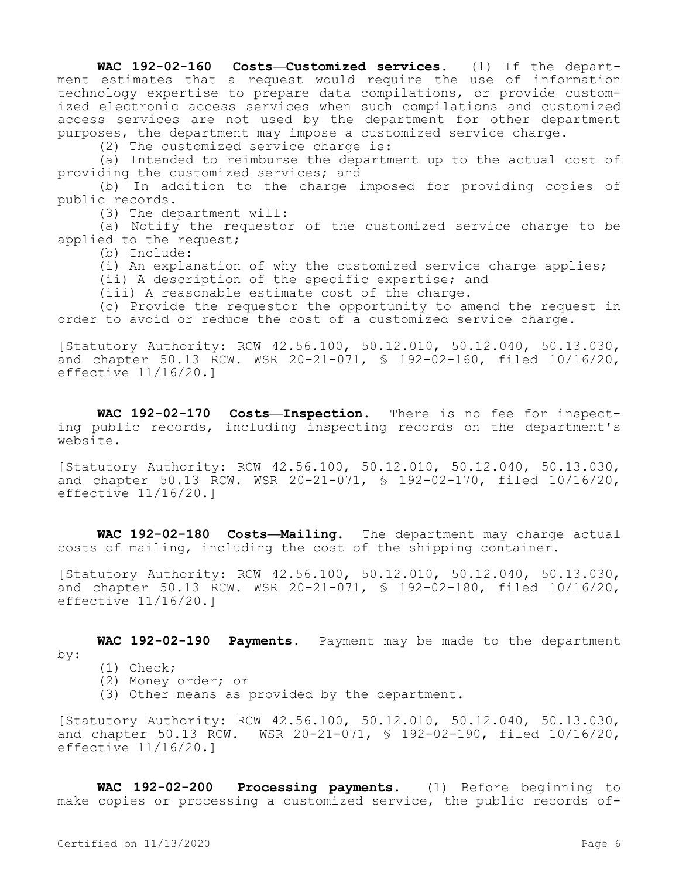**WAC 192-02-160 Costs—Customized services.** (1) If the department estimates that a request would require the use of information technology expertise to prepare data compilations, or provide customized electronic access services when such compilations and customized access services are not used by the department for other department purposes, the department may impose a customized service charge.

(2) The customized service charge is:

(a) Intended to reimburse the department up to the actual cost of providing the customized services; and

(b) In addition to the charge imposed for providing copies of public records.

(3) The department will:

(a) Notify the requestor of the customized service charge to be applied to the request;

(b) Include:

(i) An explanation of why the customized service charge applies;

(ii) A description of the specific expertise; and

(iii) A reasonable estimate cost of the charge.

(c) Provide the requestor the opportunity to amend the request in order to avoid or reduce the cost of a customized service charge.

[Statutory Authority: RCW 42.56.100, 50.12.010, 50.12.040, 50.13.030, and chapter 50.13 RCW. WSR 20-21-071, § 192-02-160, filed 10/16/20, effective 11/16/20.]

**WAC 192-02-170 Costs—Inspection.** There is no fee for inspecting public records, including inspecting records on the department's website.

[Statutory Authority: RCW 42.56.100, 50.12.010, 50.12.040, 50.13.030, and chapter 50.13 RCW. WSR 20-21-071, § 192-02-170, filed 10/16/20, effective 11/16/20.]

**WAC 192-02-180 Costs—Mailing.** The department may charge actual costs of mailing, including the cost of the shipping container.

[Statutory Authority: RCW 42.56.100, 50.12.010, 50.12.040, 50.13.030, and chapter 50.13 RCW. WSR 20-21-071, § 192-02-180, filed 10/16/20, effective 11/16/20.]

**WAC 192-02-190 Payments.** Payment may be made to the department by:

(1) Check;

(2) Money order; or

(3) Other means as provided by the department.

[Statutory Authority: RCW 42.56.100, 50.12.010, 50.12.040, 50.13.030, and chapter 50.13 RCW. WSR 20-21-071, § 192-02-190, filed 10/16/20, effective 11/16/20.]

**WAC 192-02-200 Processing payments.** (1) Before beginning to make copies or processing a customized service, the public records of-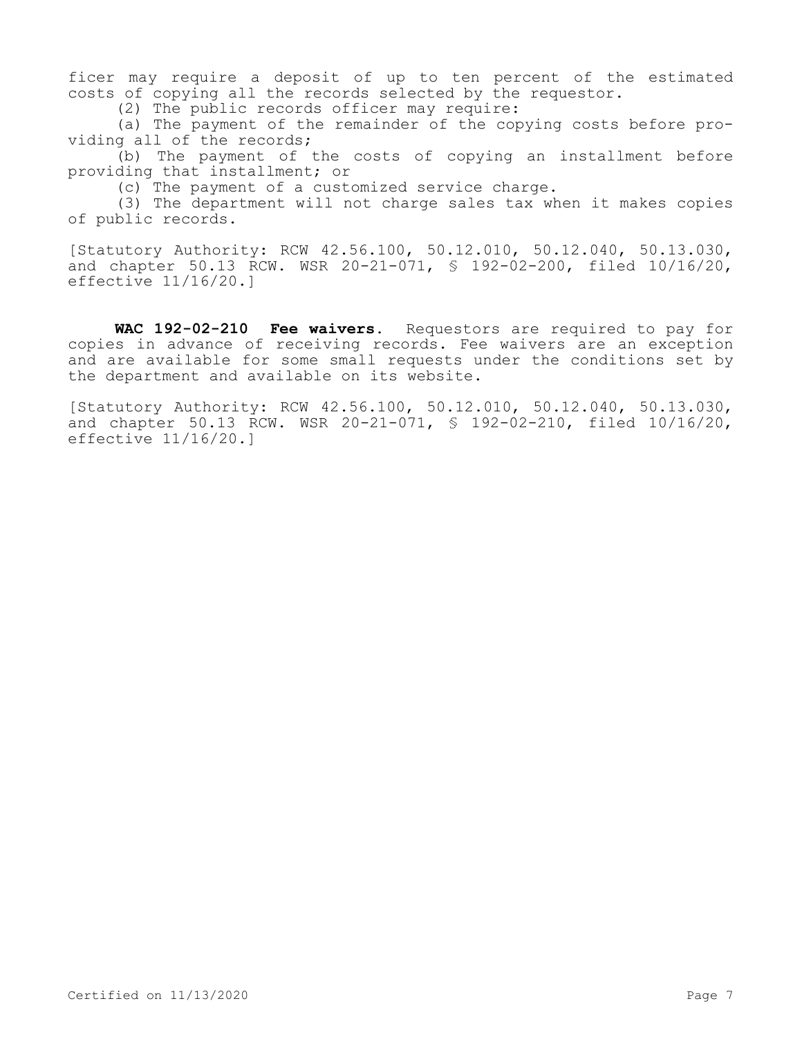ficer may require a deposit of up to ten percent of the estimated costs of copying all the records selected by the requestor.

(2) The public records officer may require:

(a) The payment of the remainder of the copying costs before providing all of the records;

(b) The payment of the costs of copying an installment before providing that installment; or

(c) The payment of a customized service charge.

(3) The department will not charge sales tax when it makes copies of public records.

[Statutory Authority: RCW 42.56.100, 50.12.010, 50.12.040, 50.13.030, and chapter 50.13 RCW. WSR 20-21-071, § 192-02-200, filed 10/16/20, effective 11/16/20.]

**WAC 192-02-210 Fee waivers.** Requestors are required to pay for copies in advance of receiving records. Fee waivers are an exception and are available for some small requests under the conditions set by the department and available on its website.

[Statutory Authority: RCW 42.56.100, 50.12.010, 50.12.040, 50.13.030, and chapter 50.13 RCW. WSR 20-21-071, § 192-02-210, filed 10/16/20, effective 11/16/20.]